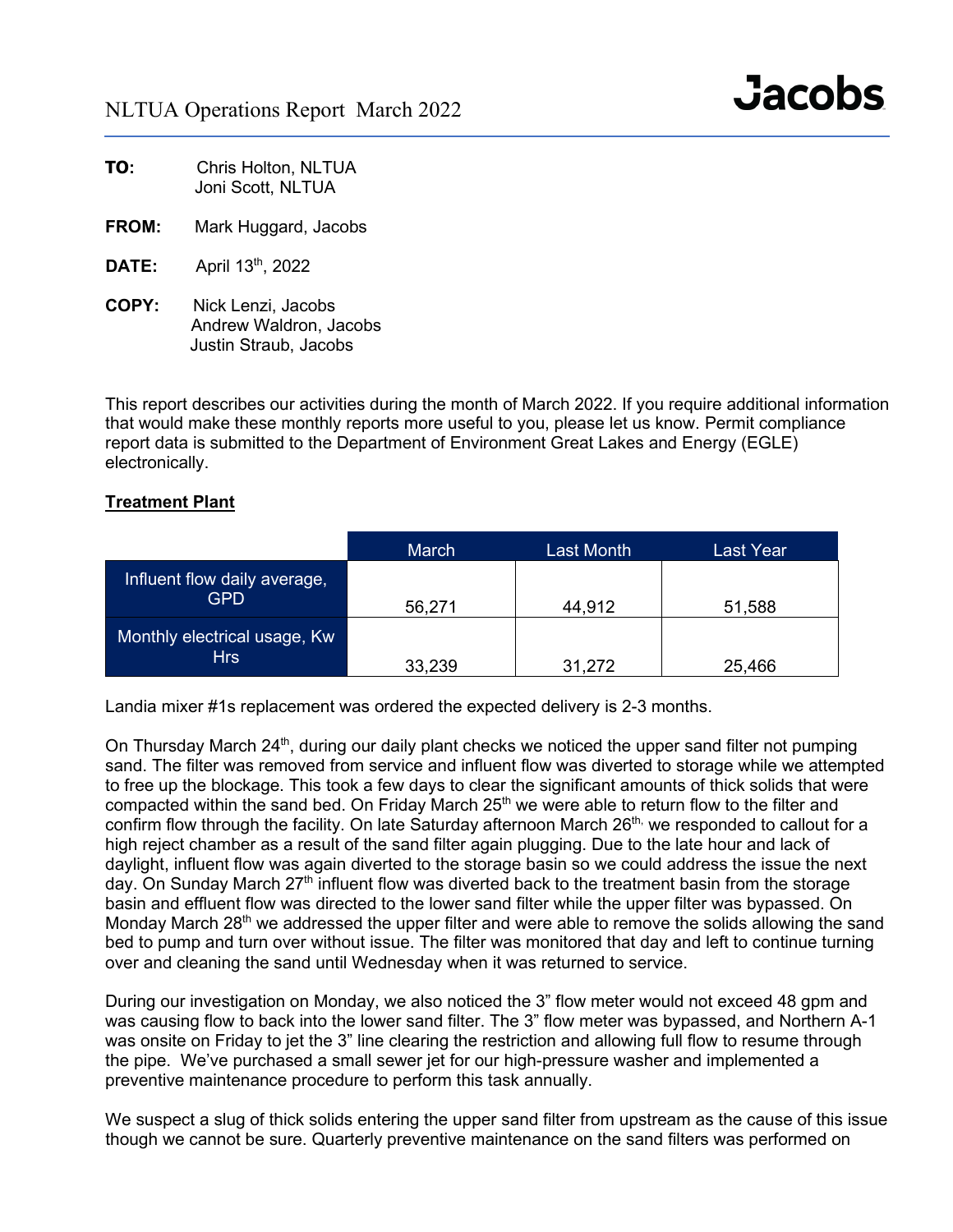# NLTUA Operations Report March 2022

Jacobs

**TO:** Chris Holton, NLTUA
Joni Scott, NLTUA

**FROM:** Mark Huggard, Jacobs

**DATE:** April 13th, 2022

**COPY:** Nick Lenzi, Jacobs
Andrew Waldron, Jacobs
Justin Straub, Jacobs

This report describes our activities during the month of March 2022. If you require additional information that would make these monthly reports more useful to you, please let us know. Permit compliance report data is submitted to the Department of Environment Great Lakes and Energy (EGLE) electronically.

**Treatment Plant**

| | March | Last Month | Last Year |
|---|---|---|---|
| Influent flow daily average, GPD | 56,271 | 44,912 | 51,588 |
| Monthly electrical usage, Kw Hrs | 33,239 | 31,272 | 25,466 |

Landia mixer #1s replacement was ordered the expected delivery is 2-3 months.

On Thursday March 24th, during our daily plant checks we noticed the upper sand filter not pumping sand. The filter was removed from service and influent flow was diverted to storage while we attempted to free up the blockage. This took a few days to clear the significant amounts of thick solids that were compacted within the sand bed. On Friday March 25th we were able to return flow to the filter and confirm flow through the facility. On late Saturday afternoon March 26th, we responded to callout for a high reject chamber as a result of the sand filter again plugging. Due to the late hour and lack of daylight, influent flow was again diverted to the storage basin so we could address the issue the next day. On Sunday March 27th influent flow was diverted back to the treatment basin from the storage basin and effluent flow was directed to the lower sand filter while the upper filter was bypassed. On Monday March 28th we addressed the upper filter and were able to remove the solids allowing the sand bed to pump and turn over without issue. The filter was monitored that day and left to continue turning over and cleaning the sand until Wednesday when it was returned to service.

During our investigation on Monday, we also noticed the 3" flow meter would not exceed 48 gpm and was causing flow to back into the lower sand filter. The 3" flow meter was bypassed, and Northern A-1 was onsite on Friday to jet the 3" line clearing the restriction and allowing full flow to resume through the pipe. We've purchased a small sewer jet for our high-pressure washer and implemented a preventive maintenance procedure to perform this task annually.

We suspect a slug of thick solids entering the upper sand filter from upstream as the cause of this issue though we cannot be sure. Quarterly preventive maintenance on the sand filters was performed on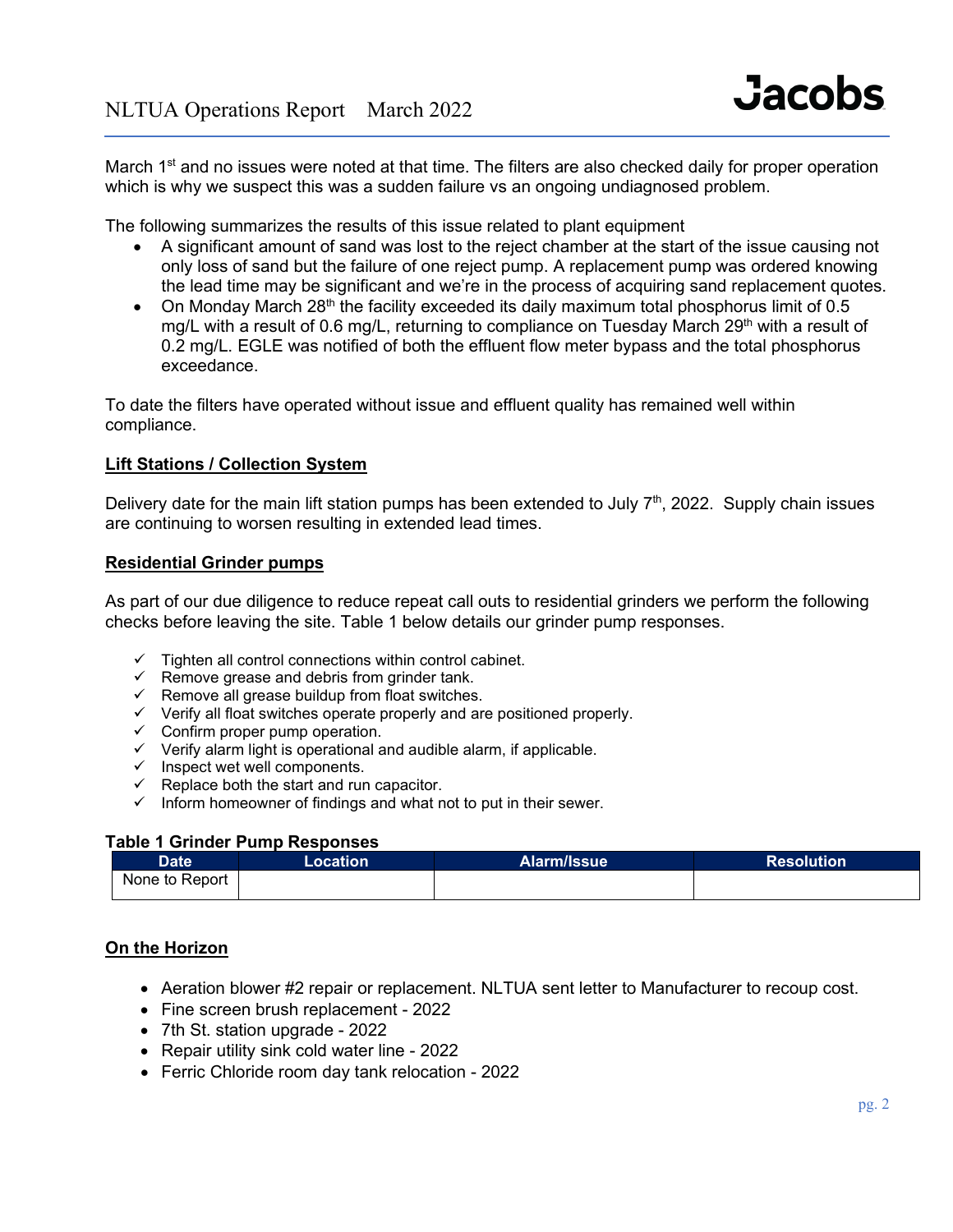March 1st and no issues were noted at that time. The filters are also checked daily for proper operation which is why we suspect this was a sudden failure vs an ongoing undiagnosed problem.

The following summarizes the results of this issue related to plant equipment

- A significant amount of sand was lost to the reject chamber at the start of the issue causing not only loss of sand but the failure of one reject pump. A replacement pump was ordered knowing the lead time may be significant and we're in the process of acquiring sand replacement quotes.
- On Monday March 28th the facility exceeded its daily maximum total phosphorus limit of 0.5 mg/L with a result of 0.6 mg/L, returning to compliance on Tuesday March 29th with a result of 0.2 mg/L. EGLE was notified of both the effluent flow meter bypass and the total phosphorus exceedance.

To date the filters have operated without issue and effluent quality has remained well within compliance.

## Lift Stations / Collection System

Delivery date for the main lift station pumps has been extended to July 7th, 2022. Supply chain issues are continuing to worsen resulting in extended lead times.

## Residential Grinder pumps

As part of our due diligence to reduce repeat call outs to residential grinders we perform the following checks before leaving the site. Table 1 below details our grinder pump responses.

- ✓ Tighten all control connections within control cabinet.
- ✓ Remove grease and debris from grinder tank.
- ✓ Remove all grease buildup from float switches.
- ✓ Verify all float switches operate properly and are positioned properly.
- ✓ Confirm proper pump operation.
- ✓ Verify alarm light is operational and audible alarm, if applicable.
- ✓ Inspect wet well components.
- ✓ Replace both the start and run capacitor.
- ✓ Inform homeowner of findings and what not to put in their sewer.

**Table 1 Grinder Pump Responses**

| Date | Location | Alarm/Issue | Resolution |
|---|---|---|---|
| None to Report | | | |

## On the Horizon

- Aeration blower #2 repair or replacement. NLTUA sent letter to Manufacturer to recoup cost.
- Fine screen brush replacement - 2022
- 7th St. station upgrade - 2022
- Repair utility sink cold water line - 2022
- Ferric Chloride room day tank relocation - 2022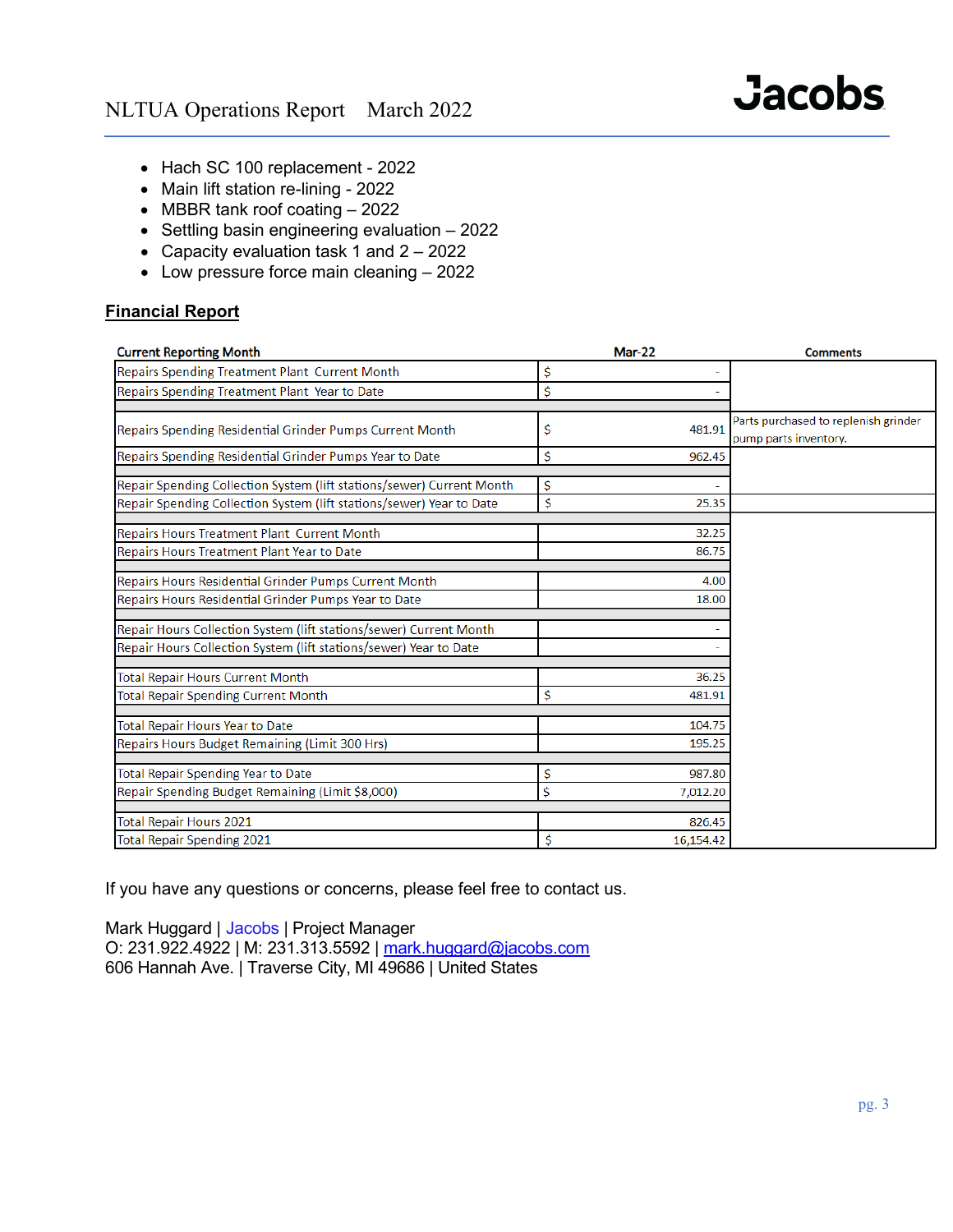- Hach SC 100 replacement - 2022
- Main lift station re-lining - 2022
- MBBR tank roof coating – 2022
- Settling basin engineering evaluation – 2022
- Capacity evaluation task 1 and 2 – 2022
- Low pressure force main cleaning – 2022

## Financial Report

| Current Reporting Month | Mar-22 | Comments |
|---|---|---|
| Repairs Spending Treatment Plant Current Month | $ - | |
| Repairs Spending Treatment Plant Year to Date | $ - | |
| | | |
| Repairs Spending Residential Grinder Pumps Current Month | $ 481.91 | Parts purchased to replenish grinder pump parts inventory. |
| Repairs Spending Residential Grinder Pumps Year to Date | $ 962.45 | |
| | | |
| Repair Spending Collection System (lift stations/sewer) Current Month | $ - | |
| Repair Spending Collection System (lift stations/sewer) Year to Date | $ 25.35 | |
| | | |
| Repairs Hours Treatment Plant Current Month | 32.25 | |
| Repairs Hours Treatment Plant Year to Date | 86.75 | |
| | | |
| Repairs Hours Residential Grinder Pumps Current Month | 4.00 | |
| Repairs Hours Residential Grinder Pumps Year to Date | 18.00 | |
| | | |
| Repair Hours Collection System (lift stations/sewer) Current Month | - | |
| Repair Hours Collection System (lift stations/sewer) Year to Date | - | |
| | | |
| Total Repair Hours Current Month | 36.25 | |
| Total Repair Spending Current Month | $ 481.91 | |
| | | |
| Total Repair Hours Year to Date | 104.75 | |
| Repairs Hours Budget Remaining (Limit 300 Hrs) | 195.25 | |
| | | |
| Total Repair Spending Year to Date | $ 987.80 | |
| Repair Spending Budget Remaining (Limit $8,000) | $ 7,012.20 | |
| | | |
| Total Repair Hours 2021 | 826.45 | |
| Total Repair Spending 2021 | $ 16,154.42 | |

If you have any questions or concerns, please feel free to contact us.

Mark Huggard | Jacobs | Project Manager
O: 231.922.4922 | M: 231.313.5592 | mark.huggard@jacobs.com
606 Hannah Ave. | Traverse City, MI 49686 | United States